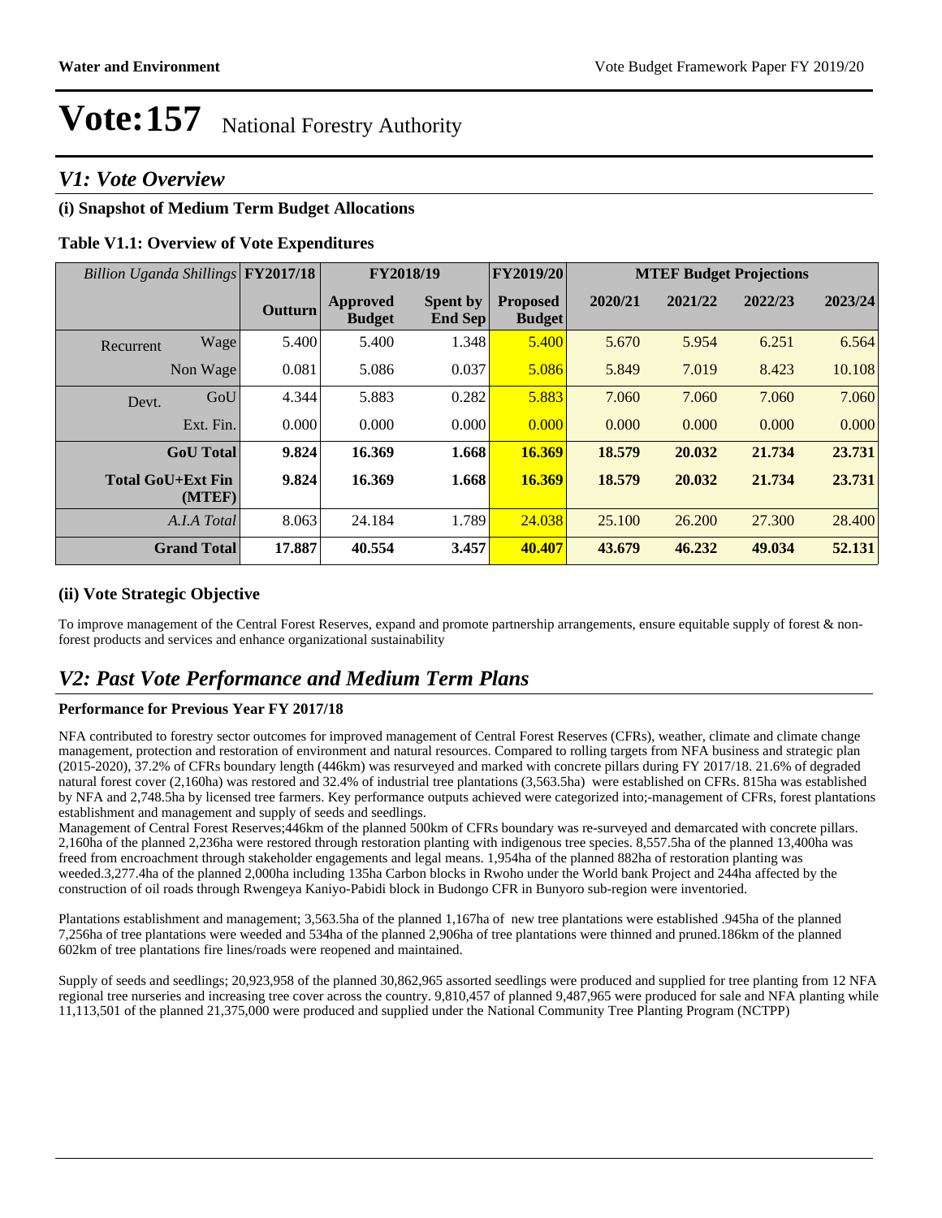# Vote:157 National Forestry Authority

## V1: Vote Overview

### (i) Snapshot of Medium Term Budget Allocations

**Table V1.1: Overview of Vote Expenditures**

| *Billion Uganda Shillings* | | FY2017/18 | FY2018/19 | | FY2019/20 | MTEF Budget Projections | | | |
|---|---|---|---|---|---|---|---|---|---|
| | | **Outturn** | **Approved Budget** | **Spent by End Sep** | **Proposed Budget** | **2020/21** | **2021/22** | **2022/23** | **2023/24** |
| Recurrent | Wage | 5.400 | 5.400 | 1.348 | 5.400 | 5.670 | 5.954 | 6.251 | 6.564 |
| | Non Wage | 0.081 | 5.086 | 0.037 | 5.086 | 5.849 | 7.019 | 8.423 | 10.108 |
| Devt. | GoU | 4.344 | 5.883 | 0.282 | 5.883 | 7.060 | 7.060 | 7.060 | 7.060 |
| | Ext. Fin. | 0.000 | 0.000 | 0.000 | 0.000 | 0.000 | 0.000 | 0.000 | 0.000 |
| | **GoU Total** | **9.824** | **16.369** | **1.668** | **16.369** | **18.579** | **20.032** | **21.734** | **23.731** |
| **Total GoU+Ext Fin (MTEF)** | | **9.824** | **16.369** | **1.668** | **16.369** | **18.579** | **20.032** | **21.734** | **23.731** |
| | *A.I.A Total* | 8.063 | 24.184 | 1.789 | 24.038 | 25.100 | 26.200 | 27.300 | 28.400 |
| | **Grand Total** | **17.887** | **40.554** | **3.457** | **40.407** | **43.679** | **46.232** | **49.034** | **52.131** |

### (ii) Vote Strategic Objective

To improve management of the Central Forest Reserves, expand and promote partnership arrangements, ensure equitable supply of forest & non-forest products and services and enhance organizational sustainability

## V2: Past Vote Performance and Medium Term Plans

**Performance for Previous Year FY 2017/18**

NFA contributed to forestry sector outcomes for improved management of Central Forest Reserves (CFRs), weather, climate and climate change management, protection and restoration of environment and natural resources. Compared to rolling targets from NFA business and strategic plan (2015-2020), 37.2% of CFRs boundary length (446km) was resurveyed and marked with concrete pillars during FY 2017/18. 21.6% of degraded natural forest cover (2,160ha) was restored and 32.4% of industrial tree plantations (3,563.5ha) were established on CFRs. 815ha was established by NFA and 2,748.5ha by licensed tree farmers. Key performance outputs achieved were categorized into;-management of CFRs, forest plantations establishment and management and supply of seeds and seedlings.
Management of Central Forest Reserves;446km of the planned 500km of CFRs boundary was re-surveyed and demarcated with concrete pillars. 2,160ha of the planned 2,236ha were restored through restoration planting with indigenous tree species. 8,557.5ha of the planned 13,400ha was freed from encroachment through stakeholder engagements and legal means. 1,954ha of the planned 882ha of restoration planting was weeded.3,277.4ha of the planned 2,000ha including 135ha Carbon blocks in Rwoho under the World bank Project and 244ha affected by the construction of oil roads through Rwengeya Kaniyo-Pabidi block in Budongo CFR in Bunyoro sub-region were inventoried.

Plantations establishment and management; 3,563.5ha of the planned 1,167ha of new tree plantations were established .945ha of the planned 7,256ha of tree plantations were weeded and 534ha of the planned 2,906ha of tree plantations were thinned and pruned.186km of the planned 602km of tree plantations fire lines/roads were reopened and maintained.

Supply of seeds and seedlings; 20,923,958 of the planned 30,862,965 assorted seedlings were produced and supplied for tree planting from 12 NFA regional tree nurseries and increasing tree cover across the country. 9,810,457 of planned 9,487,965 were produced for sale and NFA planting while 11,113,501 of the planned 21,375,000 were produced and supplied under the National Community Tree Planting Program (NCTPP)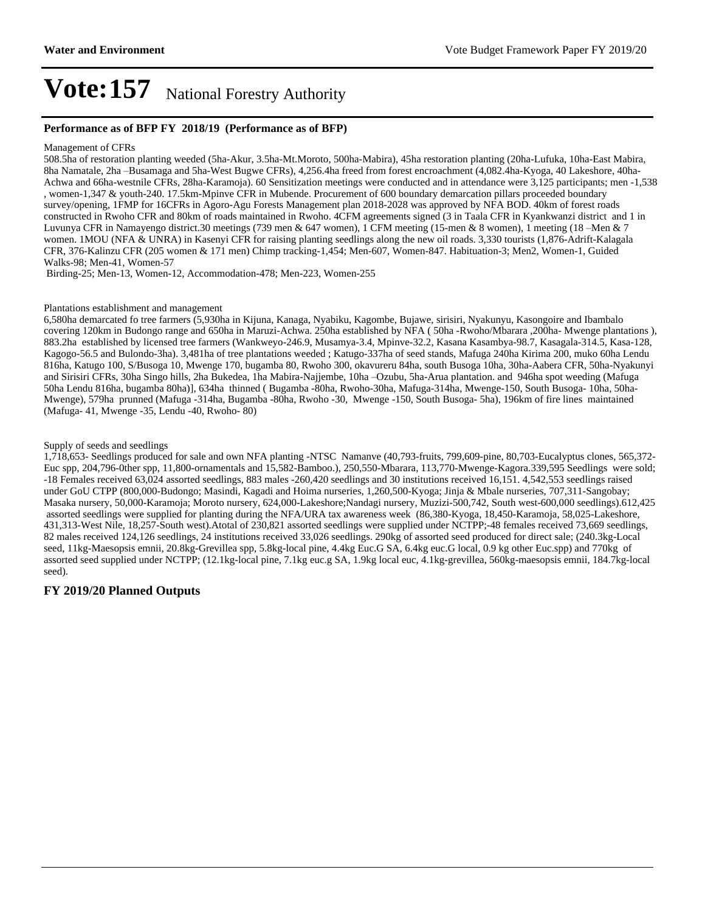# Vote:157 National Forestry Authority

### Performance as of BFP FY 2018/19 (Performance as of BFP)

Management of CFRs

508.5ha of restoration planting weeded (5ha-Akur, 3.5ha-Mt.Moroto, 500ha-Mabira), 45ha restoration planting (20ha-Lufuka, 10ha-East Mabira, 8ha Namatale, 2ha –Busamaga and 5ha-West Bugwe CFRs), 4,256.4ha freed from forest encroachment (4,082.4ha-Kyoga, 40 Lakeshore, 40ha-Achwa and 66ha-westnile CFRs, 28ha-Karamoja). 60 Sensitization meetings were conducted and in attendance were 3,125 participants; men -1,538 , women-1,347 & youth-240. 17.5km-Mpinve CFR in Mubende. Procurement of 600 boundary demarcation pillars proceeded boundary survey/opening, 1FMP for 16CFRs in Agoro-Agu Forests Management plan 2018-2028 was approved by NFA BOD. 40km of forest roads constructed in Rwoho CFR and 80km of roads maintained in Rwoho. 4CFM agreements signed (3 in Taala CFR in Kyankwanzi district and 1 in Luvunya CFR in Namayengo district.30 meetings (739 men & 647 women), 1 CFM meeting (15-men & 8 women), 1 meeting (18 –Men & 7 women. 1MOU (NFA & UNRA) in Kasenyi CFR for raising planting seedlings along the new oil roads. 3,330 tourists (1,876-Adrift-Kalagala CFR, 376-Kalinzu CFR (205 women & 171 men) Chimp tracking-1,454; Men-607, Women-847. Habituation-3; Men2, Women-1, Guided Walks-98; Men-41, Women-57
Birding-25; Men-13, Women-12, Accommodation-478; Men-223, Women-255

Plantations establishment and management

6,580ha demarcated fo tree farmers (5,930ha in Kijuna, Kanaga, Nyabiku, Kagombe, Bujawe, sirisiri, Nyakunyu, Kasongoire and Ibambalo covering 120km in Budongo range and 650ha in Maruzi-Achwa. 250ha established by NFA ( 50ha -Rwoho/Mbarara ,200ha- Mwenge plantations ), 883.2ha established by licensed tree farmers (Wankweyo-246.9, Musamya-3.4, Mpinve-32.2, Kasana Kasambya-98.7, Kasagala-314.5, Kasa-128, Kagogo-56.5 and Bulondo-3ha). 3,481ha of tree plantations weeded ; Katugo-337ha of seed stands, Mafuga 240ha Kirima 200, muko 60ha Lendu 816ha, Katugo 100, S/Busoga 10, Mwenge 170, bugamba 80, Rwoho 300, okavureru 84ha, south Busoga 10ha, 30ha-Aabera CFR, 50ha-Nyakunyi and Sirisiri CFRs, 30ha Singo hills, 2ha Bukedea, 1ha Mabira-Najjembe, 10ha –Ozubu, 5ha-Arua plantation. and 946ha spot weeding (Mafuga 50ha Lendu 816ha, bugamba 80ha)], 634ha thinned ( Bugamba -80ha, Rwoho-30ha, Mafuga-314ha, Mwenge-150, South Busoga- 10ha, 50ha-Mwenge), 579ha prunned (Mafuga -314ha, Bugamba -80ha, Rwoho -30, Mwenge -150, South Busoga- 5ha), 196km of fire lines maintained (Mafuga- 41, Mwenge -35, Lendu -40, Rwoho- 80)

Supply of seeds and seedlings

1,718,653- Seedlings produced for sale and own NFA planting -NTSC Namanve (40,793-fruits, 799,609-pine, 80,703-Eucalyptus clones, 565,372-Euc spp, 204,796-0ther spp, 11,800-ornamentals and 15,582-Bamboo.), 250,550-Mbarara, 113,770-Mwenge-Kagora.339,595 Seedlings were sold; -18 Females received 63,024 assorted seedlings, 883 males -260,420 seedlings and 30 institutions received 16,151. 4,542,553 seedlings raised under GoU CTPP (800,000-Budongo; Masindi, Kagadi and Hoima nurseries, 1,260,500-Kyoga; Jinja & Mbale nurseries, 707,311-Sangobay; Masaka nursery, 50,000-Karamoja; Moroto nursery, 624,000-Lakeshore;Nandagi nursery, Muzizi-500,742, South west-600,000 seedlings).612,425 assorted seedlings were supplied for planting during the NFA/URA tax awareness week (86,380-Kyoga, 18,450-Karamoja, 58,025-Lakeshore, 431,313-West Nile, 18,257-South west).Atotal of 230,821 assorted seedlings were supplied under NCTPP;-48 females received 73,669 seedlings, 82 males received 124,126 seedlings, 24 institutions received 33,026 seedlings. 290kg of assorted seed produced for direct sale; (240.3kg-Local seed, 11kg-Maesopsis emnii, 20.8kg-Grevillea spp, 5.8kg-local pine, 4.4kg Euc.G SA, 6.4kg euc.G local, 0.9 kg other Euc.spp) and 770kg of assorted seed supplied under NCTPP; (12.1kg-local pine, 7.1kg euc.g SA, 1.9kg local euc, 4.1kg-grevillea, 560kg-maesopsis emnii, 184.7kg-local seed).

### FY 2019/20 Planned Outputs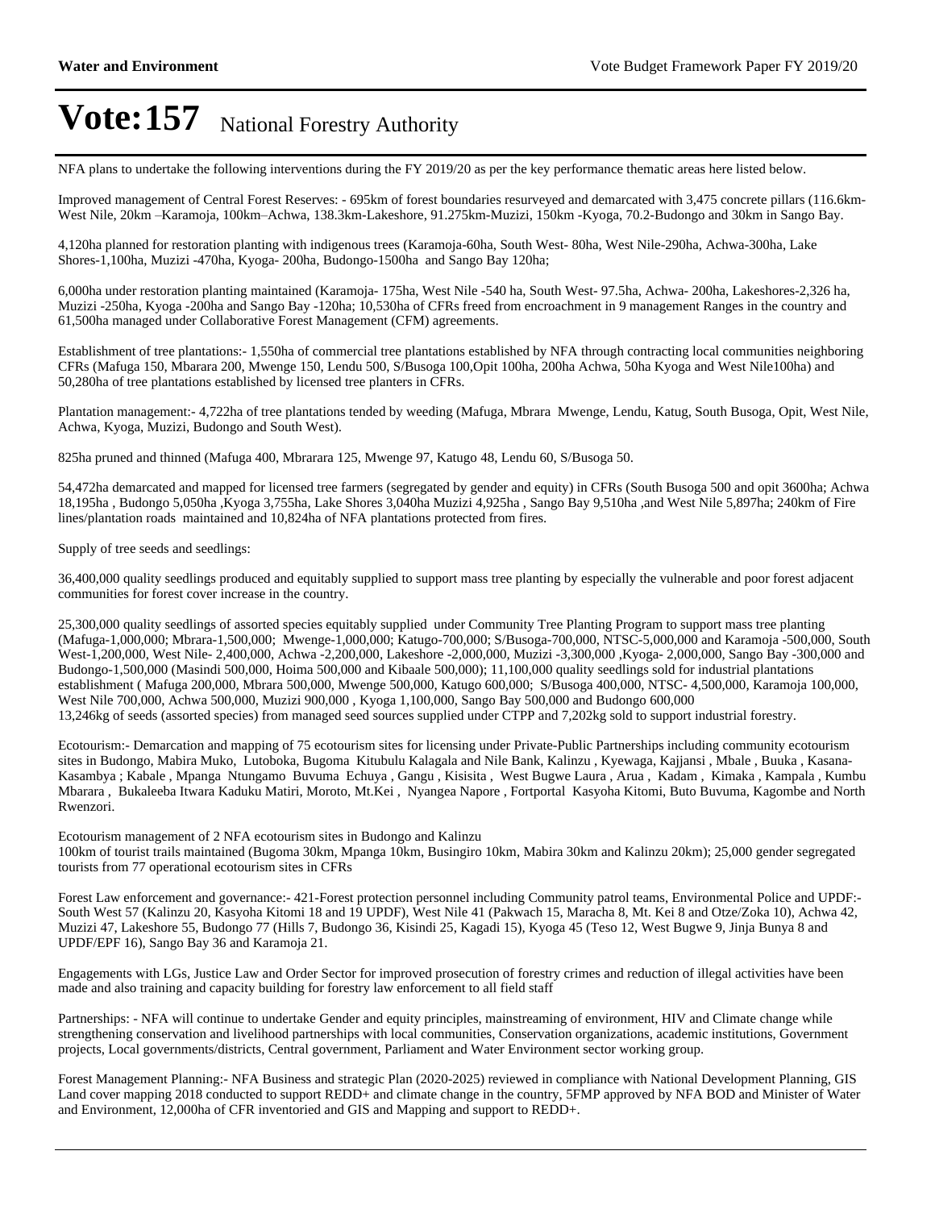# Vote:157 National Forestry Authority

NFA plans to undertake the following interventions during the FY 2019/20 as per the key performance thematic areas here listed below.

Improved management of Central Forest Reserves: - 695km of forest boundaries resurveyed and demarcated with 3,475 concrete pillars (116.6km-West Nile, 20km –Karamoja, 100km–Achwa, 138.3km-Lakeshore, 91.275km-Muzizi, 150km -Kyoga, 70.2-Budongo and 30km in Sango Bay.

4,120ha planned for restoration planting with indigenous trees (Karamoja-60ha, South West- 80ha, West Nile-290ha, Achwa-300ha, Lake Shores-1,100ha, Muzizi -470ha, Kyoga- 200ha, Budongo-1500ha and Sango Bay 120ha;

6,000ha under restoration planting maintained (Karamoja- 175ha, West Nile -540 ha, South West- 97.5ha, Achwa- 200ha, Lakeshores-2,326 ha, Muzizi -250ha, Kyoga -200ha and Sango Bay -120ha; 10,530ha of CFRs freed from encroachment in 9 management Ranges in the country and 61,500ha managed under Collaborative Forest Management (CFM) agreements.

Establishment of tree plantations:- 1,550ha of commercial tree plantations established by NFA through contracting local communities neighboring CFRs (Mafuga 150, Mbarara 200, Mwenge 150, Lendu 500, S/Busoga 100,Opit 100ha, 200ha Achwa, 50ha Kyoga and West Nile100ha) and 50,280ha of tree plantations established by licensed tree planters in CFRs.

Plantation management:- 4,722ha of tree plantations tended by weeding (Mafuga, Mbrara Mwenge, Lendu, Katug, South Busoga, Opit, West Nile, Achwa, Kyoga, Muzizi, Budongo and South West).

825ha pruned and thinned (Mafuga 400, Mbrarara 125, Mwenge 97, Katugo 48, Lendu 60, S/Busoga 50.

54,472ha demarcated and mapped for licensed tree farmers (segregated by gender and equity) in CFRs (South Busoga 500 and opit 3600ha; Achwa 18,195ha , Budongo 5,050ha ,Kyoga 3,755ha, Lake Shores 3,040ha Muzizi 4,925ha , Sango Bay 9,510ha ,and West Nile 5,897ha; 240km of Fire lines/plantation roads maintained and 10,824ha of NFA plantations protected from fires.

Supply of tree seeds and seedlings:

36,400,000 quality seedlings produced and equitably supplied to support mass tree planting by especially the vulnerable and poor forest adjacent communities for forest cover increase in the country.

25,300,000 quality seedlings of assorted species equitably supplied under Community Tree Planting Program to support mass tree planting (Mafuga-1,000,000; Mbrara-1,500,000; Mwenge-1,000,000; Katugo-700,000; S/Busoga-700,000, NTSC-5,000,000 and Karamoja -500,000, South West-1,200,000, West Nile- 2,400,000, Achwa -2,200,000, Lakeshore -2,000,000, Muzizi -3,300,000 ,Kyoga- 2,000,000, Sango Bay -300,000 and Budongo-1,500,000 (Masindi 500,000, Hoima 500,000 and Kibaale 500,000)); 11,100,000 quality seedlings sold for industrial plantations establishment ( Mafuga 200,000, Mbrara 500,000, Mwenge 500,000, Katugo 600,000; S/Busoga 400,000, NTSC- 4,500,000, Karamoja 100,000, West Nile 700,000, Achwa 500,000, Muzizi 900,000 , Kyoga 1,100,000, Sango Bay 500,000 and Budongo 600,000
13,246kg of seeds (assorted species) from managed seed sources supplied under CTPP and 7,202kg sold to support industrial forestry.

Ecotourism:- Demarcation and mapping of 75 ecotourism sites for licensing under Private-Public Partnerships including community ecotourism sites in Budongo, Mabira Muko, Lutoboka, Bugoma Kitubulu Kalagala and Nile Bank, Kalinzu , Kyewaga, Kajjansi , Mbale , Buuka , Kasana-Kasambya ; Kabale , Mpanga Ntungamo Buvuma Echuya , Gangu , Kisisita , West Bugwe Laura , Arua , Kadam , Kimaka , Kampala , Kumbu Mbarara , Bukaleeba Itwara Kaduku Matiri, Moroto, Mt.Kei , Nyangea Napore , Fortportal Kasyoha Kitomi, Buto Buvuma, Kagombe and North Rwenzori.

Ecotourism management of 2 NFA ecotourism sites in Budongo and Kalinzu
100km of tourist trails maintained (Bugoma 30km, Mpanga 10km, Busingiro 10km, Mabira 30km and Kalinzu 20km); 25,000 gender segregated tourists from 77 operational ecotourism sites in CFRs

Forest Law enforcement and governance:- 421-Forest protection personnel including Community patrol teams, Environmental Police and UPDF:- South West 57 (Kalinzu 20, Kasyoha Kitomi 18 and 19 UPDF), West Nile 41 (Pakwach 15, Maracha 8, Mt. Kei 8 and Otze/Zoka 10), Achwa 42, Muzizi 47, Lakeshore 55, Budongo 77 (Hills 7, Budongo 36, Kisindi 25, Kagadi 15), Kyoga 45 (Teso 12, West Bugwe 9, Jinja Bunya 8 and UPDF/EPF 16), Sango Bay 36 and Karamoja 21.

Engagements with LGs, Justice Law and Order Sector for improved prosecution of forestry crimes and reduction of illegal activities have been made and also training and capacity building for forestry law enforcement to all field staff

Partnerships: - NFA will continue to undertake Gender and equity principles, mainstreaming of environment, HIV and Climate change while strengthening conservation and livelihood partnerships with local communities, Conservation organizations, academic institutions, Government projects, Local governments/districts, Central government, Parliament and Water Environment sector working group.

Forest Management Planning:- NFA Business and strategic Plan (2020-2025) reviewed in compliance with National Development Planning, GIS Land cover mapping 2018 conducted to support REDD+ and climate change in the country, 5FMP approved by NFA BOD and Minister of Water and Environment, 12,000ha of CFR inventoried and GIS and Mapping and support to REDD+.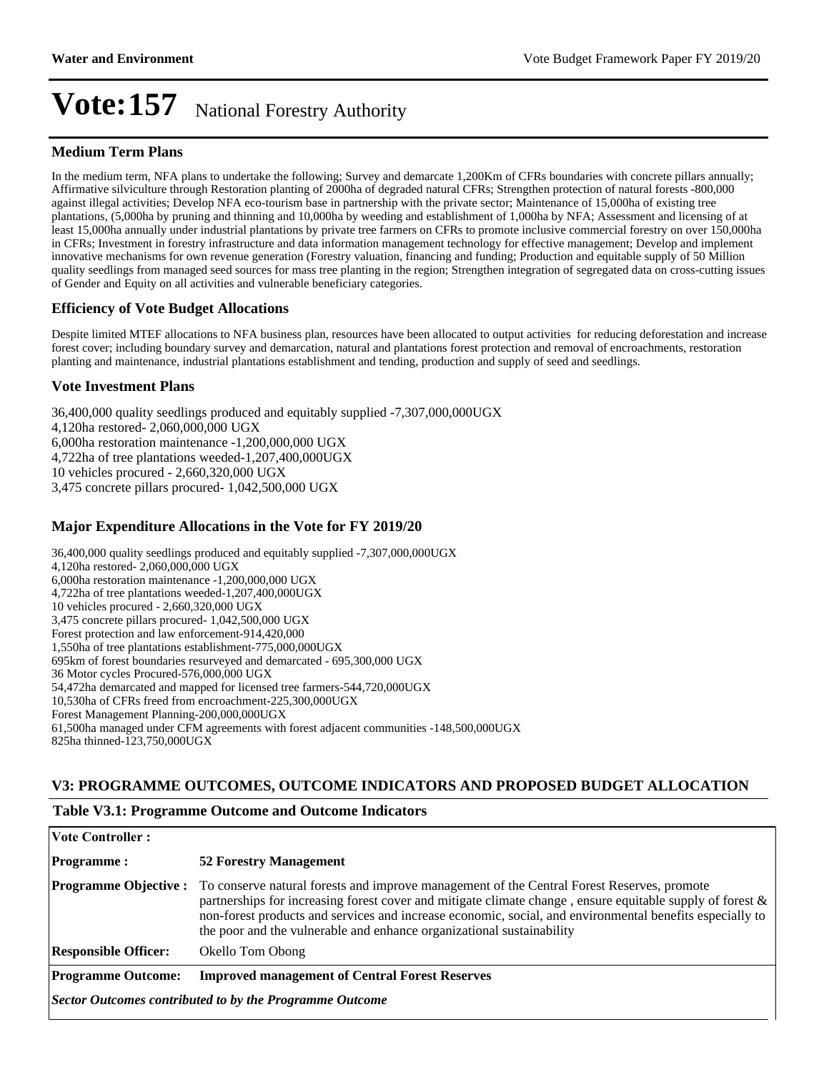# Vote:157 National Forestry Authority

## Medium Term Plans

In the medium term, NFA plans to undertake the following; Survey and demarcate 1,200Km of CFRs boundaries with concrete pillars annually; Affirmative silviculture through Restoration planting of 2000ha of degraded natural CFRs; Strengthen protection of natural forests -800,000 against illegal activities; Develop NFA eco-tourism base in partnership with the private sector; Maintenance of 15,000ha of existing tree plantations, (5,000ha by pruning and thinning and 10,000ha by weeding and establishment of 1,000ha by NFA; Assessment and licensing of at least 15,000ha annually under industrial plantations by private tree farmers on CFRs to promote inclusive commercial forestry on over 150,000ha in CFRs; Investment in forestry infrastructure and data information management technology for effective management; Develop and implement innovative mechanisms for own revenue generation (Forestry valuation, financing and funding; Production and equitable supply of 50 Million quality seedlings from managed seed sources for mass tree planting in the region; Strengthen integration of segregated data on cross-cutting issues of Gender and Equity on all activities and vulnerable beneficiary categories.

## Efficiency of Vote Budget Allocations

Despite limited MTEF allocations to NFA business plan, resources have been allocated to output activities for reducing deforestation and increase forest cover; including boundary survey and demarcation, natural and plantations forest protection and removal of encroachments, restoration planting and maintenance, industrial plantations establishment and tending, production and supply of seed and seedlings.

## Vote Investment Plans

36,400,000 quality seedlings produced and equitably supplied -7,307,000,000UGX
4,120ha restored- 2,060,000,000 UGX
6,000ha restoration maintenance -1,200,000,000 UGX
4,722ha of tree plantations weeded-1,207,400,000UGX
10 vehicles procured - 2,660,320,000 UGX
3,475 concrete pillars procured- 1,042,500,000 UGX

## Major Expenditure Allocations in the Vote for FY 2019/20

36,400,000 quality seedlings produced and equitably supplied -7,307,000,000UGX
4,120ha restored- 2,060,000,000 UGX
6,000ha restoration maintenance -1,200,000,000 UGX
4,722ha of tree plantations weeded-1,207,400,000UGX
10 vehicles procured - 2,660,320,000 UGX
3,475 concrete pillars procured- 1,042,500,000 UGX
Forest protection and law enforcement-914,420,000
1,550ha of tree plantations establishment-775,000,000UGX
695km of forest boundaries resurveyed and demarcated - 695,300,000 UGX
36 Motor cycles Procured-576,000,000 UGX
54,472ha demarcated and mapped for licensed tree farmers-544,720,000UGX
10,530ha of CFRs freed from encroachment-225,300,000UGX
Forest Management Planning-200,000,000UGX
61,500ha managed under CFM agreements with forest adjacent communities -148,500,000UGX
825ha thinned-123,750,000UGX

## V3: PROGRAMME OUTCOMES, OUTCOME INDICATORS AND PROPOSED BUDGET ALLOCATION

### Table V3.1: Programme Outcome and Outcome Indicators

| | |
|---|---|
| **Vote Controller :** | |
| **Programme :** | **52 Forestry Management** |
| **Programme Objective :** | To conserve natural forests and improve management of the Central Forest Reserves, promote partnerships for increasing forest cover and mitigate climate change , ensure equitable supply of forest & non-forest products and services and increase economic, social, and environmental benefits especially to the poor and the vulnerable and enhance organizational sustainability |
| **Responsible Officer:** | Okello Tom Obong |
| **Programme Outcome:** | **Improved management of Central Forest Reserves** |
| ***Sector Outcomes contributed to by the Programme Outcome*** | |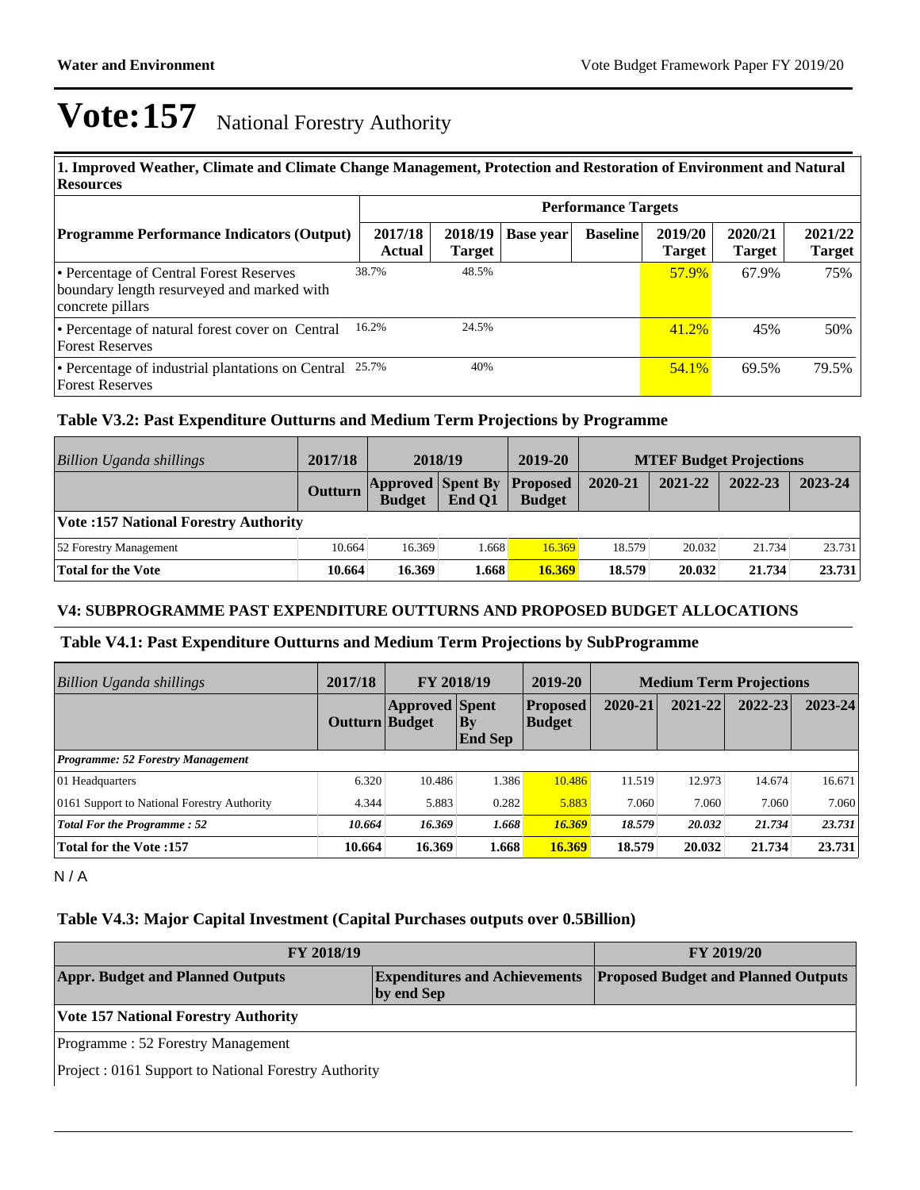# Vote:157 National Forestry Authority

| 1. Improved Weather, Climate and Climate Change Management, Protection and Restoration of Environment and Natural Resources | | | | | | | |
|---|---|---|---|---|---|---|---|
| | Performance Targets | | | | | | |
| **Programme Performance Indicators (Output)** | **2017/18 Actual** | **2018/19 Target** | **Base year** | **Baseline** | **2019/20 Target** | **2020/21 Target** | **2021/22 Target** |
| • Percentage of Central Forest Reserves boundary length resurveyed and marked with concrete pillars | 38.7% | 48.5% | | | 57.9% | 67.9% | 75% |
| • Percentage of natural forest cover on Central Forest Reserves | 16.2% | 24.5% | | | 41.2% | 45% | 50% |
| • Percentage of industrial plantations on Central Forest Reserves | 25.7% | 40% | | | 54.1% | 69.5% | 79.5% |

### Table V3.2: Past Expenditure Outturns and Medium Term Projections by Programme

| *Billion Uganda shillings* | 2017/18 | 2018/19 | | 2019-20 | MTEF Budget Projections | | | |
|---|---|---|---|---|---|---|---|---|
| | **Outturn** | **Approved Budget** | **Spent By End Q1** | **Proposed Budget** | **2020-21** | **2021-22** | **2022-23** | **2023-24** |
| **Vote :157 National Forestry Authority** | | | | | | | | |
| 52 Forestry Management | 10.664 | 16.369 | 1.668 | 16.369 | 18.579 | 20.032 | 21.734 | 23.731 |
| **Total for the Vote** | **10.664** | **16.369** | **1.668** | **16.369** | **18.579** | **20.032** | **21.734** | **23.731** |

### V4: SUBPROGRAMME PAST EXPENDITURE OUTTURNS AND PROPOSED BUDGET ALLOCATIONS

### Table V4.1: Past Expenditure Outturns and Medium Term Projections by SubProgramme

| *Billion Uganda shillings* | 2017/18 | FY 2018/19 | | 2019-20 | Medium Term Projections | | | |
|---|---|---|---|---|---|---|---|---|
| | **Outturn** | **Approved Budget** | **Spent By End Sep** | **Proposed Budget** | **2020-21** | **2021-22** | **2022-23** | **2023-24** |
| ***Programme: 52 Forestry Management*** | | | | | | | | |
| 01 Headquarters | 6.320 | 10.486 | 1.386 | 10.486 | 11.519 | 12.973 | 14.674 | 16.671 |
| 0161 Support to National Forestry Authority | 4.344 | 5.883 | 0.282 | 5.883 | 7.060 | 7.060 | 7.060 | 7.060 |
| ***Total For the Programme : 52*** | ***10.664*** | ***16.369*** | ***1.668*** | ***16.369*** | ***18.579*** | ***20.032*** | ***21.734*** | ***23.731*** |
| **Total for the Vote :157** | **10.664** | **16.369** | **1.668** | **16.369** | **18.579** | **20.032** | **21.734** | **23.731** |

N / A

### Table V4.3: Major Capital Investment (Capital Purchases outputs over 0.5Billion)

| FY 2018/19 | | FY 2019/20 |
|---|---|---|
| **Appr. Budget and Planned Outputs** | **Expenditures and Achievements by end Sep** | **Proposed Budget and Planned Outputs** |
| **Vote 157 National Forestry Authority** | | |
| Programme : 52 Forestry Management | | |
| Project : 0161 Support to National Forestry Authority | | |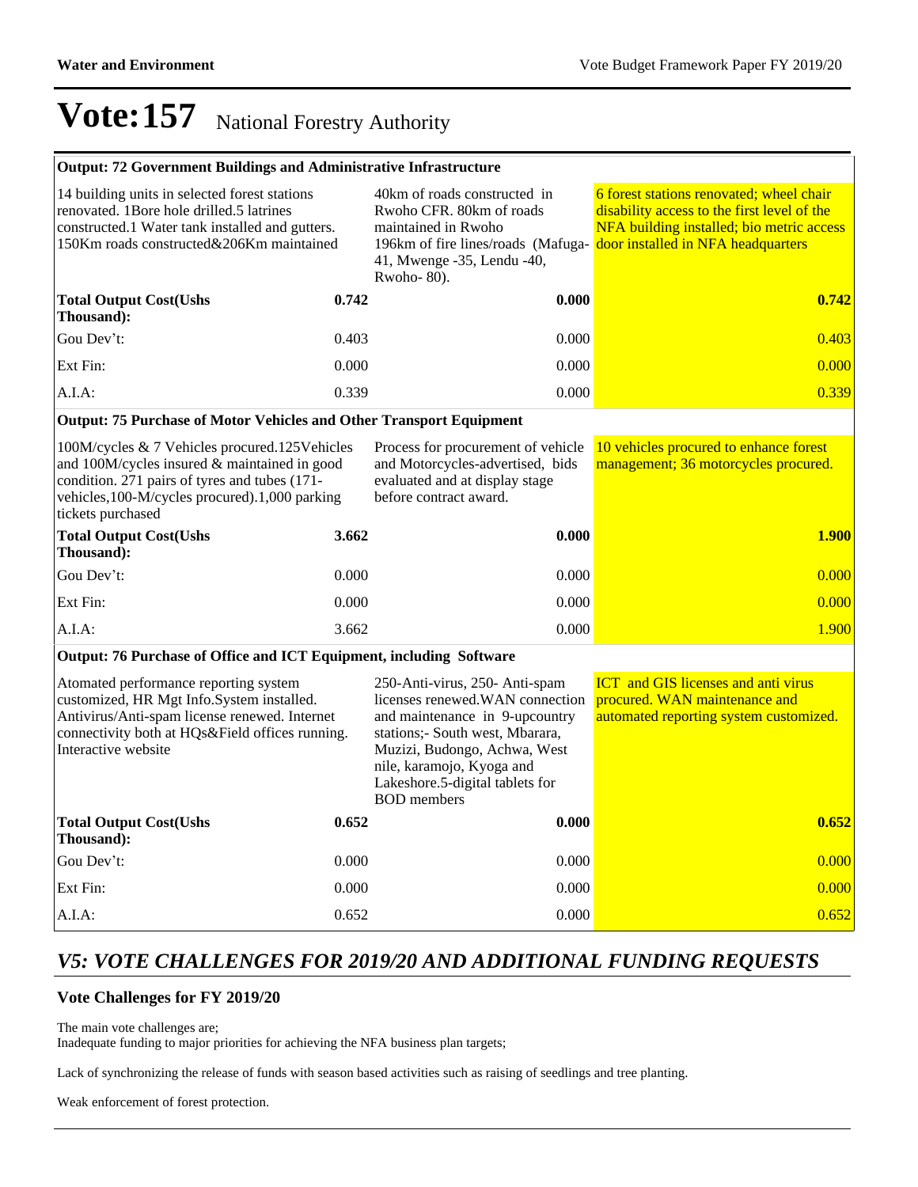# Vote:157 National Forestry Authority

| **Output: 72 Government Buildings and Administrative Infrastructure** | | | |
|---|---|---|---|
| 14 building units in selected forest stations renovated. 1Bore hole drilled.5 latrines constructed.1 Water tank installed and gutters. 150Km roads constructed&206Km maintained | | 40km of roads constructed in Rwoho CFR. 80km of roads maintained in Rwoho 196km of fire lines/roads (Mafuga-41, Mwenge -35, Lendu -40, Rwoho- 80). | 6 forest stations renovated; wheel chair disability access to the first level of the NFA building installed; bio metric access door installed in NFA headquarters |
| **Total Output Cost(Ushs Thousand):** | **0.742** | **0.000** | **0.742** |
| Gou Dev't: | 0.403 | 0.000 | 0.403 |
| Ext Fin: | 0.000 | 0.000 | 0.000 |
| A.I.A: | 0.339 | 0.000 | 0.339 |
| **Output: 75 Purchase of Motor Vehicles and Other Transport Equipment** | | | |
| 100M/cycles & 7 Vehicles procured.125Vehicles and 100M/cycles insured & maintained in good condition. 271 pairs of tyres and tubes (171-vehicles,100-M/cycles procured).1,000 parking tickets purchased | | Process for procurement of vehicle and Motorcycles-advertised, bids evaluated and at display stage before contract award. | 10 vehicles procured to enhance forest management; 36 motorcycles procured. |
| **Total Output Cost(Ushs Thousand):** | **3.662** | **0.000** | **1.900** |
| Gou Dev't: | 0.000 | 0.000 | 0.000 |
| Ext Fin: | 0.000 | 0.000 | 0.000 |
| A.I.A: | 3.662 | 0.000 | 1.900 |
| **Output: 76 Purchase of Office and ICT Equipment, including Software** | | | |
| Atomated performance reporting system customized, HR Mgt Info.System installed. Antivirus/Anti-spam license renewed. Internet connectivity both at HQs&Field offices running. Interactive website | | 250-Anti-virus, 250- Anti-spam licenses renewed.WAN connection and maintenance in 9-upcountry stations;- South west, Mbarara, Muzizi, Budongo, Achwa, West nile, karamojo, Kyoga and Lakeshore.5-digital tablets for BOD members | ICT and GIS licenses and anti virus procured. WAN maintenance and automated reporting system customized. |
| **Total Output Cost(Ushs Thousand):** | **0.652** | **0.000** | **0.652** |
| Gou Dev't: | 0.000 | 0.000 | 0.000 |
| Ext Fin: | 0.000 | 0.000 | 0.000 |
| A.I.A: | 0.652 | 0.000 | 0.652 |

## *V5: VOTE CHALLENGES FOR 2019/20 AND ADDITIONAL FUNDING REQUESTS*

### Vote Challenges for FY 2019/20

The main vote challenges are;
Inadequate funding to major priorities for achieving the NFA business plan targets;

Lack of synchronizing the release of funds with season based activities such as raising of seedlings and tree planting.

Weak enforcement of forest protection.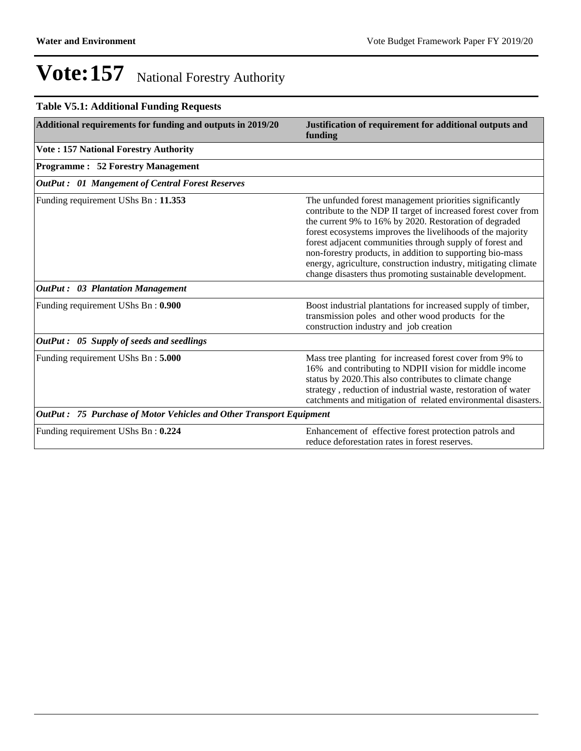# Vote:157 National Forestry Authority

**Table V5.1: Additional Funding Requests**

| Additional requirements for funding and outputs in 2019/20 | Justification of requirement for additional outputs and funding |
|---|---|
| **Vote : 157 National Forestry Authority** | |
| **Programme : 52 Forestry Management** | |
| ***OutPut : 01 Mangement of Central Forest Reserves*** | |
| Funding requirement UShs Bn : **11.353** | The unfunded forest management priorities significantly contribute to the NDP II target of increased forest cover from the current 9% to 16% by 2020. Restoration of degraded forest ecosystems improves the livelihoods of the majority forest adjacent communities through supply of forest and non-forestry products, in addition to supporting bio-mass energy, agriculture, construction industry, mitigating climate change disasters thus promoting sustainable development. |
| ***OutPut : 03 Plantation Management*** | |
| Funding requirement UShs Bn : **0.900** | Boost industrial plantations for increased supply of timber, transmission poles and other wood products for the construction industry and job creation |
| ***OutPut : 05 Supply of seeds and seedlings*** | |
| Funding requirement UShs Bn : **5.000** | Mass tree planting for increased forest cover from 9% to 16% and contributing to NDPII vision for middle income status by 2020.This also contributes to climate change strategy , reduction of industrial waste, restoration of water catchments and mitigation of related environmental disasters. |
| ***OutPut : 75 Purchase of Motor Vehicles and Other Transport Equipment*** | |
| Funding requirement UShs Bn : **0.224** | Enhancement of effective forest protection patrols and reduce deforestation rates in forest reserves. |